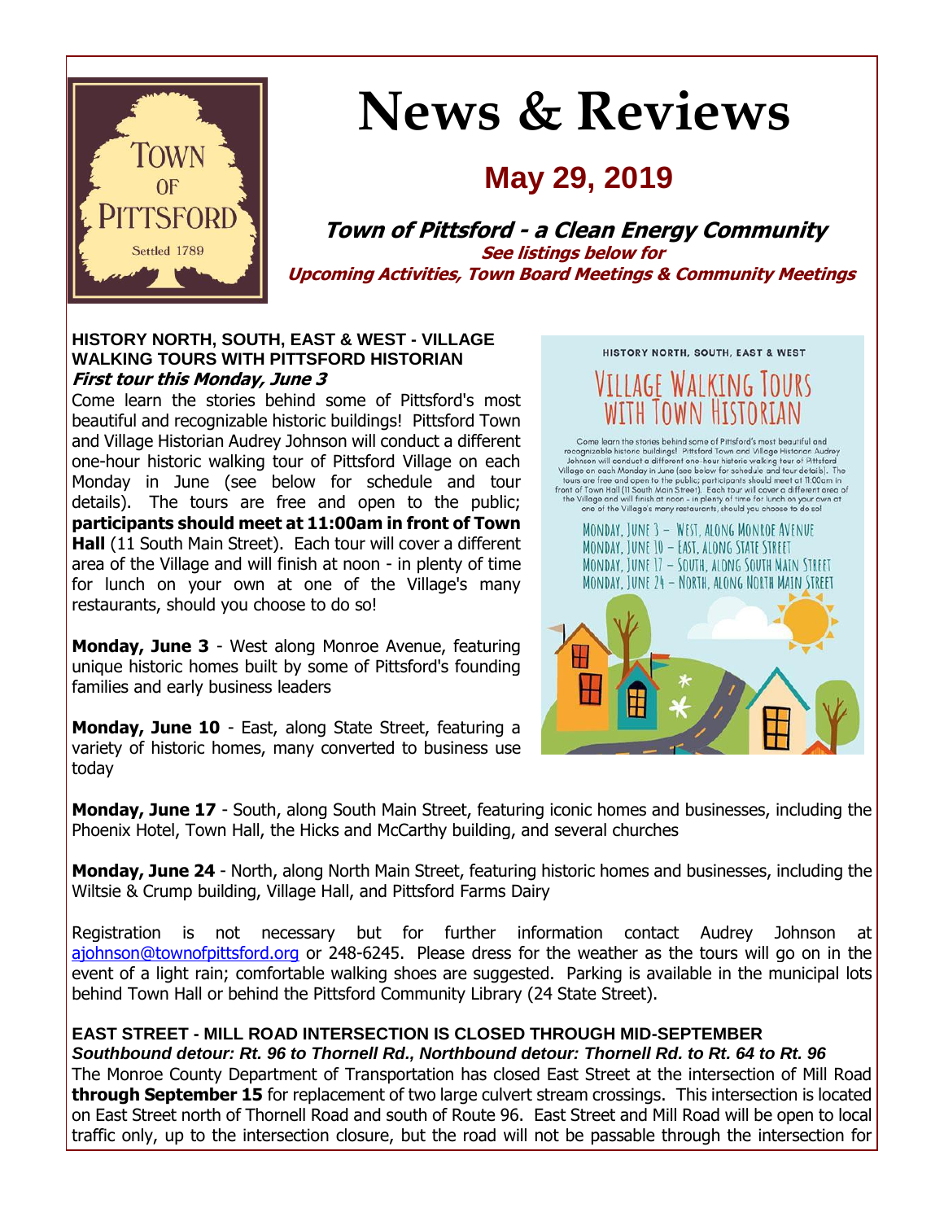# News & Reviews

## May 29, 2019

**Town of Pittsford - a Clean Energy Community**

**See listings below for Upcoming Activities, Town Board Meetings & Community Meetings**

### HISTORY NORTH, SOUTH, EAST & WEST - VILLAGE WALKING TOURS WITH PITTSFORD HISTORIAN

***First tour this Monday, June 3***

Come learn the stories behind some of Pittsford's most beautiful and recognizable historic buildings! Pittsford Town and Village Historian Audrey Johnson will conduct a different one-hour historic walking tour of Pittsford Village on each Monday in June (see below for schedule and tour details). The tours are free and open to the public; **participants should meet at 11:00am in front of Town Hall** (11 South Main Street). Each tour will cover a different area of the Village and will finish at noon - in plenty of time for lunch on your own at one of the Village's many restaurants, should you choose to do so!

**Monday, June 3** - West along Monroe Avenue, featuring unique historic homes built by some of Pittsford's founding families and early business leaders

**Monday, June 10** - East, along State Street, featuring a variety of historic homes, many converted to business use today

**Monday, June 17** - South, along South Main Street, featuring iconic homes and businesses, including the Phoenix Hotel, Town Hall, the Hicks and McCarthy building, and several churches

**Monday, June 24** - North, along North Main Street, featuring historic homes and businesses, including the Wiltsie & Crump building, Village Hall, and Pittsford Farms Dairy

Registration is not necessary but for further information contact Audrey Johnson at ajohnson@townofpittsford.org or 248-6245. Please dress for the weather as the tours will go on in the event of a light rain; comfortable walking shoes are suggested. Parking is available in the municipal lots behind Town Hall or behind the Pittsford Community Library (24 State Street).

### EAST STREET - MILL ROAD INTERSECTION IS CLOSED THROUGH MID-SEPTEMBER

***Southbound detour: Rt. 96 to Thornell Rd., Northbound detour: Thornell Rd. to Rt. 64 to Rt. 96***

The Monroe County Department of Transportation has closed East Street at the intersection of Mill Road **through September 15** for replacement of two large culvert stream crossings. This intersection is located on East Street north of Thornell Road and south of Route 96. East Street and Mill Road will be open to local traffic only, up to the intersection closure, but the road will not be passable through the intersection for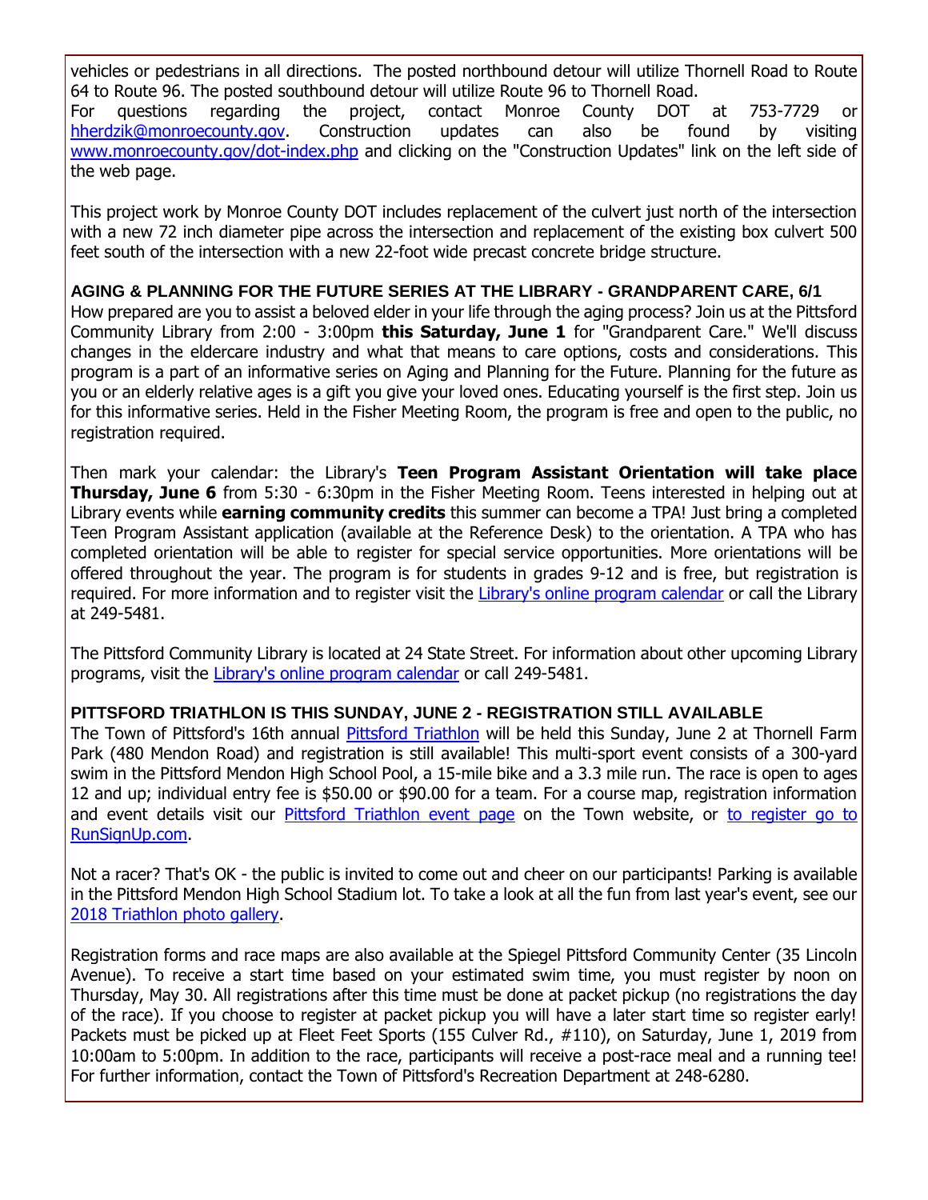vehicles or pedestrians in all directions. The posted northbound detour will utilize Thornell Road to Route 64 to Route 96. The posted southbound detour will utilize Route 96 to Thornell Road.
For questions regarding the project, contact Monroe County DOT at 753-7729 or hherdzik@monroecounty.gov. Construction updates can also be found by visiting www.monroecounty.gov/dot-index.php and clicking on the "Construction Updates" link on the left side of the web page.

This project work by Monroe County DOT includes replacement of the culvert just north of the intersection with a new 72 inch diameter pipe across the intersection and replacement of the existing box culvert 500 feet south of the intersection with a new 22-foot wide precast concrete bridge structure.

**AGING & PLANNING FOR THE FUTURE SERIES AT THE LIBRARY - GRANDPARENT CARE, 6/1**
How prepared are you to assist a beloved elder in your life through the aging process? Join us at the Pittsford Community Library from 2:00 - 3:00pm **this Saturday, June 1** for "Grandparent Care." We'll discuss changes in the eldercare industry and what that means to care options, costs and considerations. This program is a part of an informative series on Aging and Planning for the Future. Planning for the future as you or an elderly relative ages is a gift you give your loved ones. Educating yourself is the first step. Join us for this informative series. Held in the Fisher Meeting Room, the program is free and open to the public, no registration required.

Then mark your calendar: the Library's **Teen Program Assistant Orientation will take place Thursday, June 6** from 5:30 - 6:30pm in the Fisher Meeting Room. Teens interested in helping out at Library events while **earning community credits** this summer can become a TPA! Just bring a completed Teen Program Assistant application (available at the Reference Desk) to the orientation. A TPA who has completed orientation will be able to register for special service opportunities. More orientations will be offered throughout the year. The program is for students in grades 9-12 and is free, but registration is required. For more information and to register visit the Library's online program calendar or call the Library at 249-5481.

The Pittsford Community Library is located at 24 State Street. For information about other upcoming Library programs, visit the Library's online program calendar or call 249-5481.

**PITTSFORD TRIATHLON IS THIS SUNDAY, JUNE 2 - REGISTRATION STILL AVAILABLE**
The Town of Pittsford's 16th annual Pittsford Triathlon will be held this Sunday, June 2 at Thornell Farm Park (480 Mendon Road) and registration is still available! This multi-sport event consists of a 300-yard swim in the Pittsford Mendon High School Pool, a 15-mile bike and a 3.3 mile run. The race is open to ages 12 and up; individual entry fee is $50.00 or $90.00 for a team. For a course map, registration information and event details visit our Pittsford Triathlon event page on the Town website, or to register go to RunSignUp.com.

Not a racer? That's OK - the public is invited to come out and cheer on our participants! Parking is available in the Pittsford Mendon High School Stadium lot. To take a look at all the fun from last year's event, see our 2018 Triathlon photo gallery.

Registration forms and race maps are also available at the Spiegel Pittsford Community Center (35 Lincoln Avenue). To receive a start time based on your estimated swim time, you must register by noon on Thursday, May 30. All registrations after this time must be done at packet pickup (no registrations the day of the race). If you choose to register at packet pickup you will have a later start time so register early! Packets must be picked up at Fleet Feet Sports (155 Culver Rd., #110), on Saturday, June 1, 2019 from 10:00am to 5:00pm. In addition to the race, participants will receive a post-race meal and a running tee! For further information, contact the Town of Pittsford's Recreation Department at 248-6280.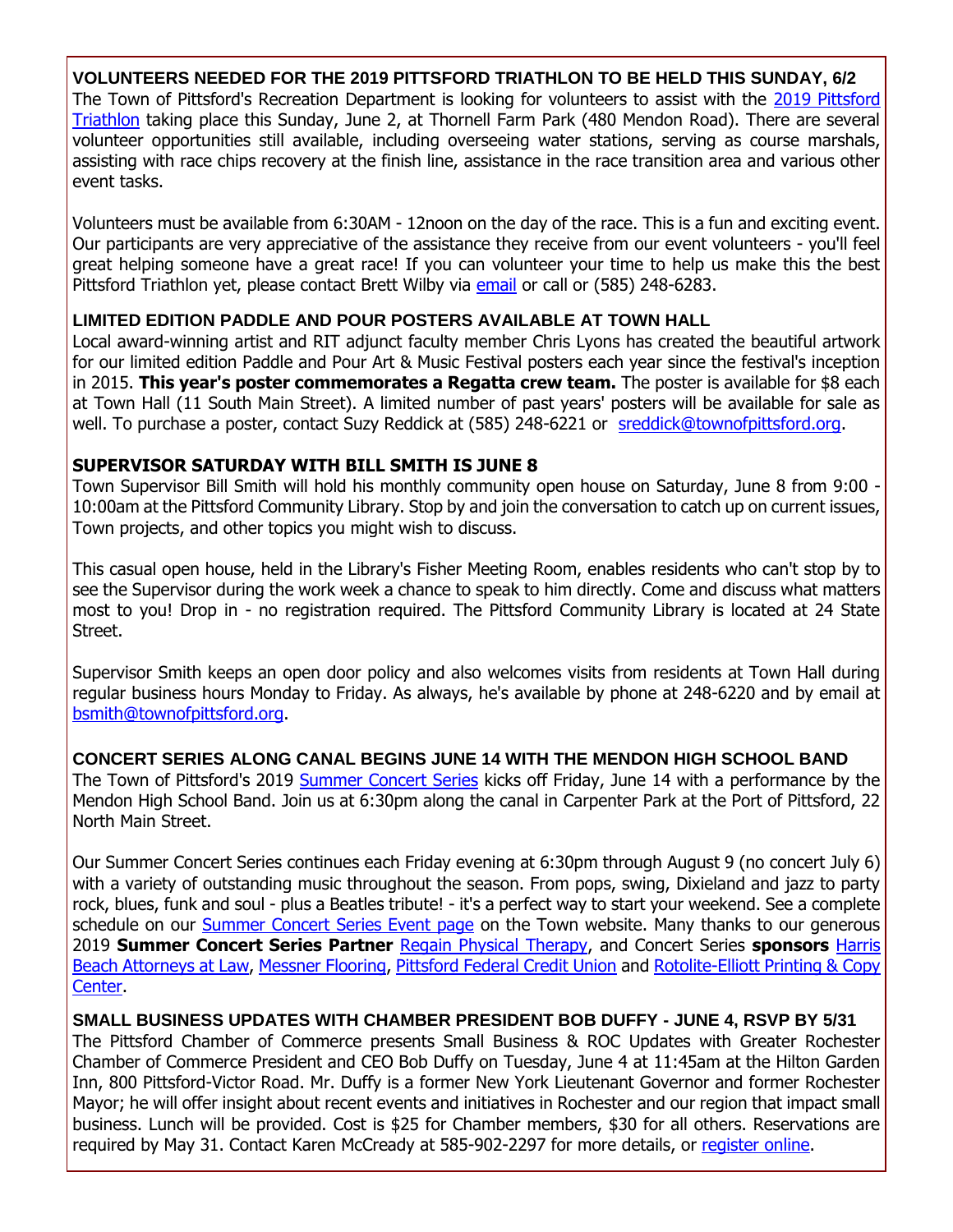**VOLUNTEERS NEEDED FOR THE 2019 PITTSFORD TRIATHLON TO BE HELD THIS SUNDAY, 6/2**

The Town of Pittsford's Recreation Department is looking for volunteers to assist with the 2019 Pittsford Triathlon taking place this Sunday, June 2, at Thornell Farm Park (480 Mendon Road). There are several volunteer opportunities still available, including overseeing water stations, serving as course marshals, assisting with race chips recovery at the finish line, assistance in the race transition area and various other event tasks.

Volunteers must be available from 6:30AM - 12noon on the day of the race. This is a fun and exciting event. Our participants are very appreciative of the assistance they receive from our event volunteers - you'll feel great helping someone have a great race! If you can volunteer your time to help us make this the best Pittsford Triathlon yet, please contact Brett Wilby via email or call or (585) 248-6283.

**LIMITED EDITION PADDLE AND POUR POSTERS AVAILABLE AT TOWN HALL**

Local award-winning artist and RIT adjunct faculty member Chris Lyons has created the beautiful artwork for our limited edition Paddle and Pour Art & Music Festival posters each year since the festival's inception in 2015. **This year's poster commemorates a Regatta crew team.** The poster is available for $8 each at Town Hall (11 South Main Street). A limited number of past years' posters will be available for sale as well. To purchase a poster, contact Suzy Reddick at (585) 248-6221 or sreddick@townofpittsford.org.

**SUPERVISOR SATURDAY WITH BILL SMITH IS JUNE 8**

Town Supervisor Bill Smith will hold his monthly community open house on Saturday, June 8 from 9:00 - 10:00am at the Pittsford Community Library. Stop by and join the conversation to catch up on current issues, Town projects, and other topics you might wish to discuss.

This casual open house, held in the Library's Fisher Meeting Room, enables residents who can't stop by to see the Supervisor during the work week a chance to speak to him directly. Come and discuss what matters most to you! Drop in - no registration required. The Pittsford Community Library is located at 24 State Street.

Supervisor Smith keeps an open door policy and also welcomes visits from residents at Town Hall during regular business hours Monday to Friday. As always, he's available by phone at 248-6220 and by email at bsmith@townofpittsford.org.

**CONCERT SERIES ALONG CANAL BEGINS JUNE 14 WITH THE MENDON HIGH SCHOOL BAND**

The Town of Pittsford's 2019 Summer Concert Series kicks off Friday, June 14 with a performance by the Mendon High School Band. Join us at 6:30pm along the canal in Carpenter Park at the Port of Pittsford, 22 North Main Street.

Our Summer Concert Series continues each Friday evening at 6:30pm through August 9 (no concert July 6) with a variety of outstanding music throughout the season. From pops, swing, Dixieland and jazz to party rock, blues, funk and soul - plus a Beatles tribute! - it's a perfect way to start your weekend. See a complete schedule on our Summer Concert Series Event page on the Town website. Many thanks to our generous 2019 **Summer Concert Series Partner** Regain Physical Therapy, and Concert Series **sponsors** Harris Beach Attorneys at Law, Messner Flooring, Pittsford Federal Credit Union and Rotolite-Elliott Printing & Copy Center.

**SMALL BUSINESS UPDATES WITH CHAMBER PRESIDENT BOB DUFFY - JUNE 4, RSVP BY 5/31**

The Pittsford Chamber of Commerce presents Small Business & ROC Updates with Greater Rochester Chamber of Commerce President and CEO Bob Duffy on Tuesday, June 4 at 11:45am at the Hilton Garden Inn, 800 Pittsford-Victor Road. Mr. Duffy is a former New York Lieutenant Governor and former Rochester Mayor; he will offer insight about recent events and initiatives in Rochester and our region that impact small business. Lunch will be provided. Cost is $25 for Chamber members, $30 for all others. Reservations are required by May 31. Contact Karen McCready at 585-902-2297 for more details, or register online.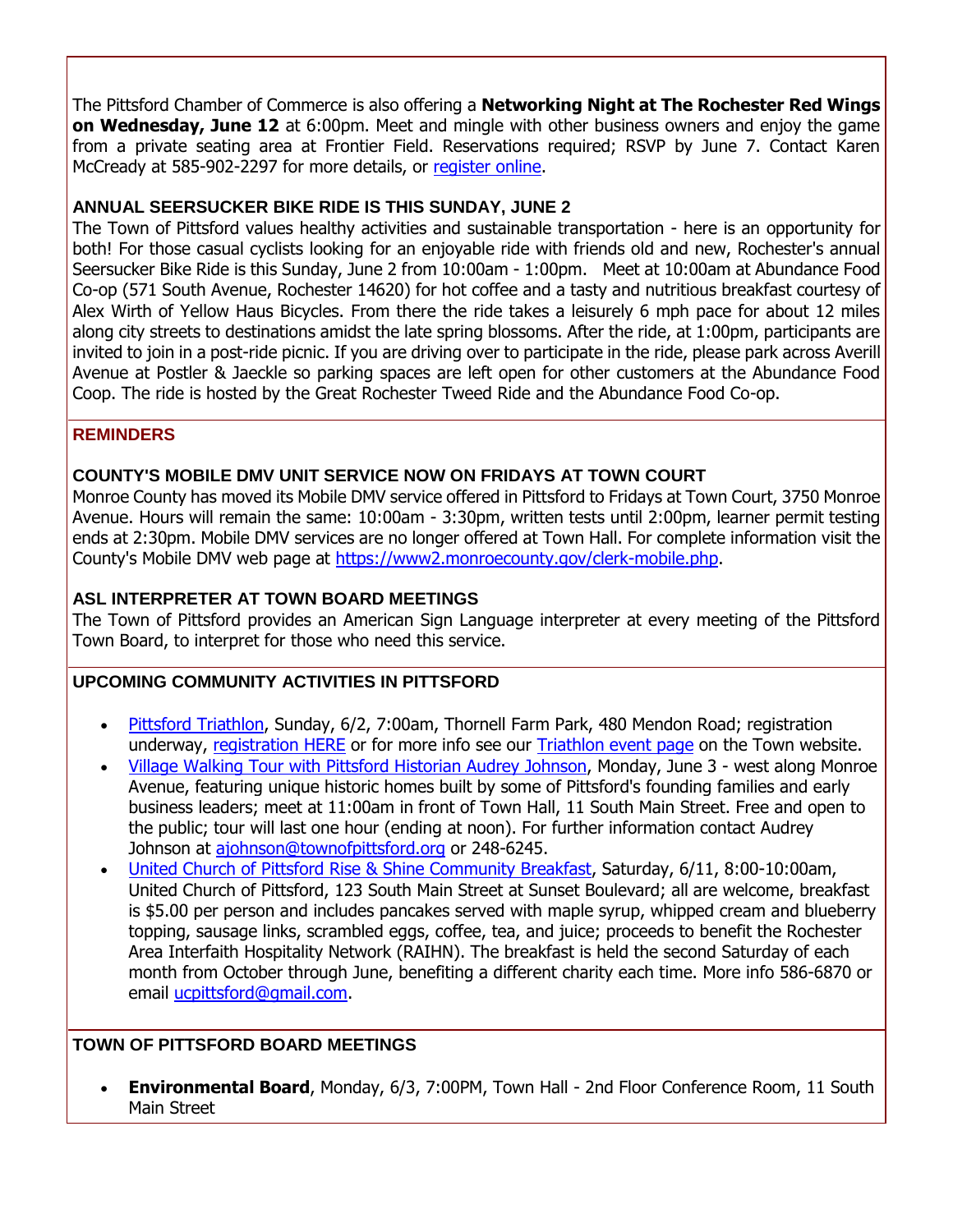The Pittsford Chamber of Commerce is also offering a **Networking Night at The Rochester Red Wings on Wednesday, June 12** at 6:00pm. Meet and mingle with other business owners and enjoy the game from a private seating area at Frontier Field. Reservations required; RSVP by June 7. Contact Karen McCready at 585-902-2297 for more details, or register online.

### ANNUAL SEERSUCKER BIKE RIDE IS THIS SUNDAY, JUNE 2

The Town of Pittsford values healthy activities and sustainable transportation - here is an opportunity for both! For those casual cyclists looking for an enjoyable ride with friends old and new, Rochester's annual Seersucker Bike Ride is this Sunday, June 2 from 10:00am - 1:00pm. Meet at 10:00am at Abundance Food Co-op (571 South Avenue, Rochester 14620) for hot coffee and a tasty and nutritious breakfast courtesy of Alex Wirth of Yellow Haus Bicycles. From there the ride takes a leisurely 6 mph pace for about 12 miles along city streets to destinations amidst the late spring blossoms. After the ride, at 1:00pm, participants are invited to join in a post-ride picnic. If you are driving over to participate in the ride, please park across Averill Avenue at Postler & Jaeckle so parking spaces are left open for other customers at the Abundance Food Coop. The ride is hosted by the Great Rochester Tweed Ride and the Abundance Food Co-op.

## REMINDERS

### COUNTY'S MOBILE DMV UNIT SERVICE NOW ON FRIDAYS AT TOWN COURT

Monroe County has moved its Mobile DMV service offered in Pittsford to Fridays at Town Court, 3750 Monroe Avenue. Hours will remain the same: 10:00am - 3:30pm, written tests until 2:00pm, learner permit testing ends at 2:30pm. Mobile DMV services are no longer offered at Town Hall. For complete information visit the County's Mobile DMV web page at https://www2.monroecounty.gov/clerk-mobile.php.

### ASL INTERPRETER AT TOWN BOARD MEETINGS

The Town of Pittsford provides an American Sign Language interpreter at every meeting of the Pittsford Town Board, to interpret for those who need this service.

## UPCOMING COMMUNITY ACTIVITIES IN PITTSFORD

- Pittsford Triathlon, Sunday, 6/2, 7:00am, Thornell Farm Park, 480 Mendon Road; registration underway, registration HERE or for more info see our Triathlon event page on the Town website.
- Village Walking Tour with Pittsford Historian Audrey Johnson, Monday, June 3 - west along Monroe Avenue, featuring unique historic homes built by some of Pittsford's founding families and early business leaders; meet at 11:00am in front of Town Hall, 11 South Main Street. Free and open to the public; tour will last one hour (ending at noon). For further information contact Audrey Johnson at ajohnson@townofpittsford.org or 248-6245.
- United Church of Pittsford Rise & Shine Community Breakfast, Saturday, 6/11, 8:00-10:00am, United Church of Pittsford, 123 South Main Street at Sunset Boulevard; all are welcome, breakfast is $5.00 per person and includes pancakes served with maple syrup, whipped cream and blueberry topping, sausage links, scrambled eggs, coffee, tea, and juice; proceeds to benefit the Rochester Area Interfaith Hospitality Network (RAIHN). The breakfast is held the second Saturday of each month from October through June, benefiting a different charity each time. More info 586-6870 or email ucpittsford@gmail.com.

## TOWN OF PITTSFORD BOARD MEETINGS

- **Environmental Board**, Monday, 6/3, 7:00PM, Town Hall - 2nd Floor Conference Room, 11 South Main Street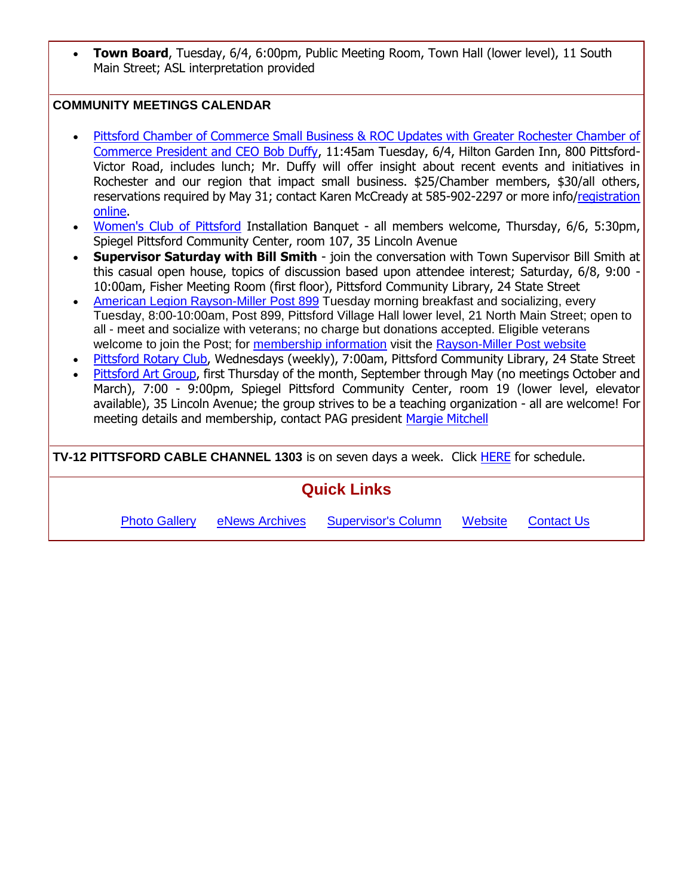- **Town Board**, Tuesday, 6/4, 6:00pm, Public Meeting Room, Town Hall (lower level), 11 South Main Street; ASL interpretation provided

**COMMUNITY MEETINGS CALENDAR**

- Pittsford Chamber of Commerce Small Business & ROC Updates with Greater Rochester Chamber of Commerce President and CEO Bob Duffy, 11:45am Tuesday, 6/4, Hilton Garden Inn, 800 Pittsford-Victor Road, includes lunch; Mr. Duffy will offer insight about recent events and initiatives in Rochester and our region that impact small business. $25/Chamber members, $30/all others, reservations required by May 31; contact Karen McCready at 585-902-2297 or more info/registration online.
- Women's Club of Pittsford Installation Banquet - all members welcome, Thursday, 6/6, 5:30pm, Spiegel Pittsford Community Center, room 107, 35 Lincoln Avenue
- **Supervisor Saturday with Bill Smith** - join the conversation with Town Supervisor Bill Smith at this casual open house, topics of discussion based upon attendee interest; Saturday, 6/8, 9:00 - 10:00am, Fisher Meeting Room (first floor), Pittsford Community Library, 24 State Street
- American Legion Rayson-Miller Post 899 Tuesday morning breakfast and socializing, every Tuesday, 8:00-10:00am, Post 899, Pittsford Village Hall lower level, 21 North Main Street; open to all - meet and socialize with veterans; no charge but donations accepted. Eligible veterans welcome to join the Post; for membership information visit the Rayson-Miller Post website
- Pittsford Rotary Club, Wednesdays (weekly), 7:00am, Pittsford Community Library, 24 State Street
- Pittsford Art Group, first Thursday of the month, September through May (no meetings October and March), 7:00 - 9:00pm, Spiegel Pittsford Community Center, room 19 (lower level, elevator available), 35 Lincoln Avenue; the group strives to be a teaching organization - all are welcome! For meeting details and membership, contact PAG president Margie Mitchell

**TV-12 PITTSFORD CABLE CHANNEL 1303** is on seven days a week. Click HERE for schedule.

## Quick Links

Photo Gallery eNews Archives Supervisor's Column Website Contact Us